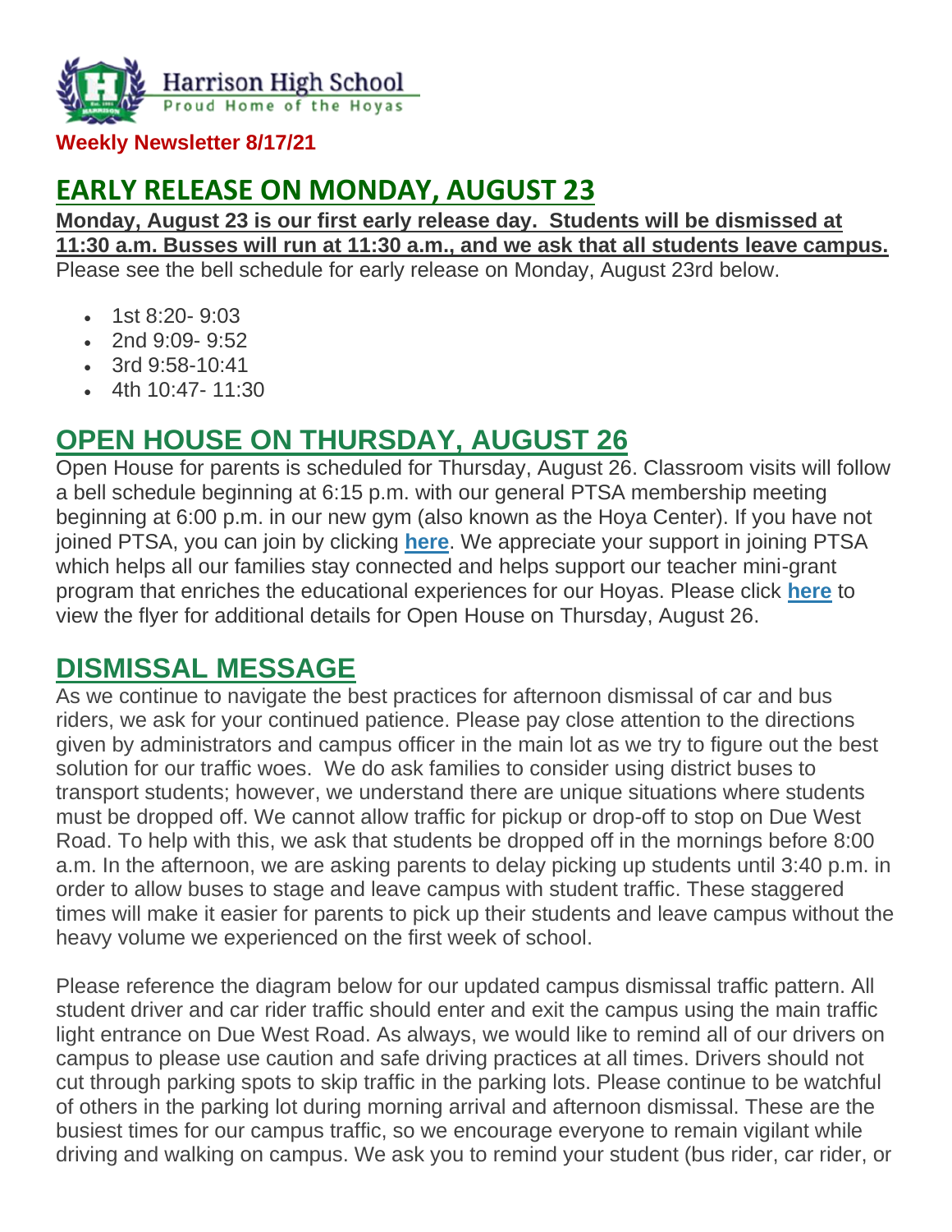Harrison High School
Proud Home of the Hoyas

**Weekly Newsletter 8/17/21**

## EARLY RELEASE ON MONDAY, AUGUST 23

**Monday, August 23 is our first early release day. Students will be dismissed at 11:30 a.m. Busses will run at 11:30 a.m., and we ask that all students leave campus.**
Please see the bell schedule for early release on Monday, August 23rd below.

- 1st 8:20- 9:03
- 2nd 9:09- 9:52
- 3rd 9:58-10:41
- 4th 10:47- 11:30

## OPEN HOUSE ON THURSDAY, AUGUST 26

Open House for parents is scheduled for Thursday, August 26. Classroom visits will follow a bell schedule beginning at 6:15 p.m. with our general PTSA membership meeting beginning at 6:00 p.m. in our new gym (also known as the Hoya Center). If you have not joined PTSA, you can join by clicking **here**. We appreciate your support in joining PTSA which helps all our families stay connected and helps support our teacher mini-grant program that enriches the educational experiences for our Hoyas. Please click **here** to view the flyer for additional details for Open House on Thursday, August 26.

## DISMISSAL MESSAGE

As we continue to navigate the best practices for afternoon dismissal of car and bus riders, we ask for your continued patience. Please pay close attention to the directions given by administrators and campus officer in the main lot as we try to figure out the best solution for our traffic woes. We do ask families to consider using district buses to transport students; however, we understand there are unique situations where students must be dropped off. We cannot allow traffic for pickup or drop-off to stop on Due West Road. To help with this, we ask that students be dropped off in the mornings before 8:00 a.m. In the afternoon, we are asking parents to delay picking up students until 3:40 p.m. in order to allow buses to stage and leave campus with student traffic. These staggered times will make it easier for parents to pick up their students and leave campus without the heavy volume we experienced on the first week of school.

Please reference the diagram below for our updated campus dismissal traffic pattern. All student driver and car rider traffic should enter and exit the campus using the main traffic light entrance on Due West Road. As always, we would like to remind all of our drivers on campus to please use caution and safe driving practices at all times. Drivers should not cut through parking spots to skip traffic in the parking lots. Please continue to be watchful of others in the parking lot during morning arrival and afternoon dismissal. These are the busiest times for our campus traffic, so we encourage everyone to remain vigilant while driving and walking on campus. We ask you to remind your student (bus rider, car rider, or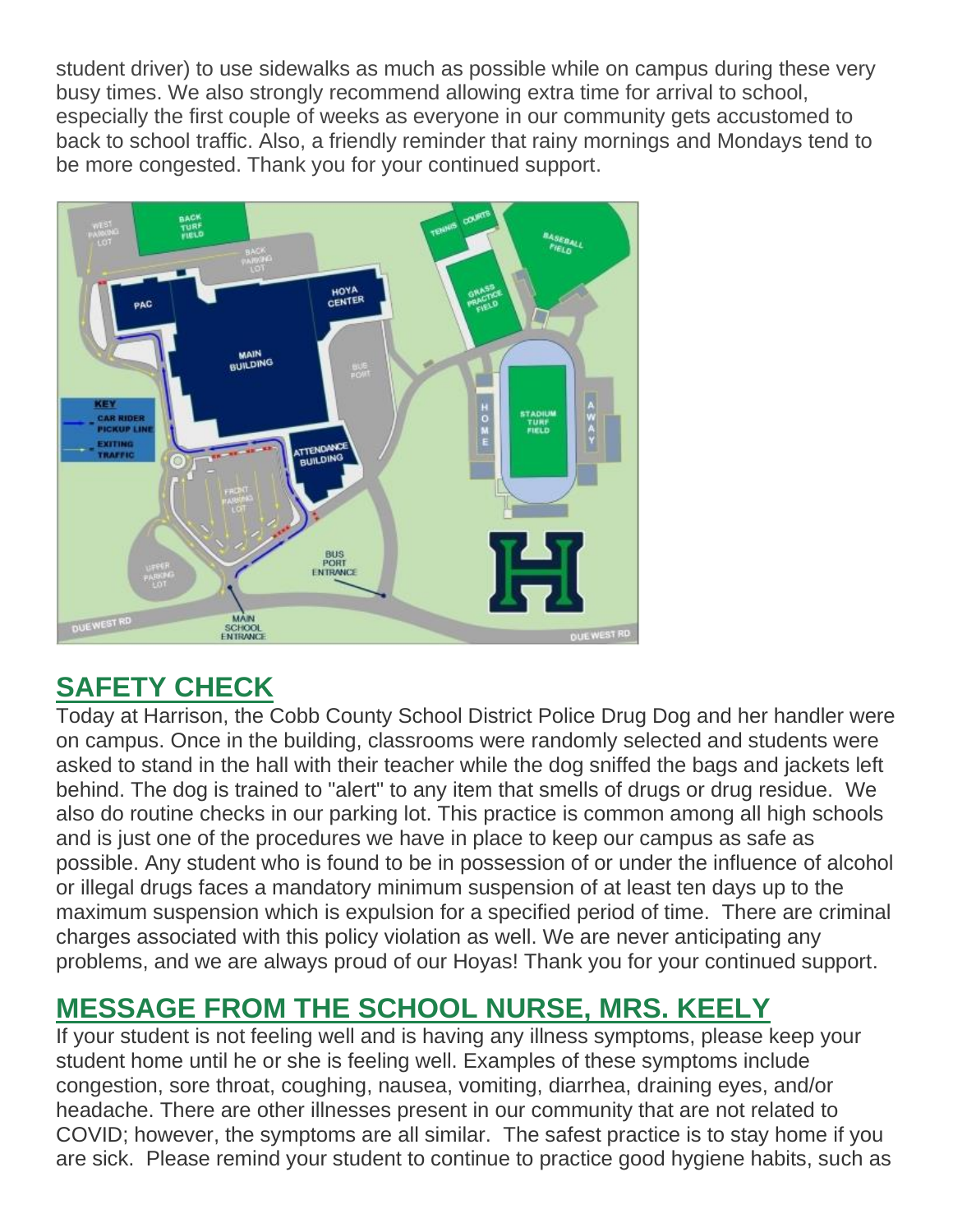student driver) to use sidewalks as much as possible while on campus during these very busy times. We also strongly recommend allowing extra time for arrival to school, especially the first couple of weeks as everyone in our community gets accustomed to back to school traffic. Also, a friendly reminder that rainy mornings and Mondays tend to be more congested. Thank you for your continued support.

## SAFETY CHECK

Today at Harrison, the Cobb County School District Police Drug Dog and her handler were on campus. Once in the building, classrooms were randomly selected and students were asked to stand in the hall with their teacher while the dog sniffed the bags and jackets left behind. The dog is trained to "alert" to any item that smells of drugs or drug residue. We also do routine checks in our parking lot. This practice is common among all high schools and is just one of the procedures we have in place to keep our campus as safe as possible. Any student who is found to be in possession of or under the influence of alcohol or illegal drugs faces a mandatory minimum suspension of at least ten days up to the maximum suspension which is expulsion for a specified period of time. There are criminal charges associated with this policy violation as well. We are never anticipating any problems, and we are always proud of our Hoyas! Thank you for your continued support.

## MESSAGE FROM THE SCHOOL NURSE, MRS. KEELY

If your student is not feeling well and is having any illness symptoms, please keep your student home until he or she is feeling well. Examples of these symptoms include congestion, sore throat, coughing, nausea, vomiting, diarrhea, draining eyes, and/or headache. There are other illnesses present in our community that are not related to COVID; however, the symptoms are all similar. The safest practice is to stay home if you are sick. Please remind your student to continue to practice good hygiene habits, such as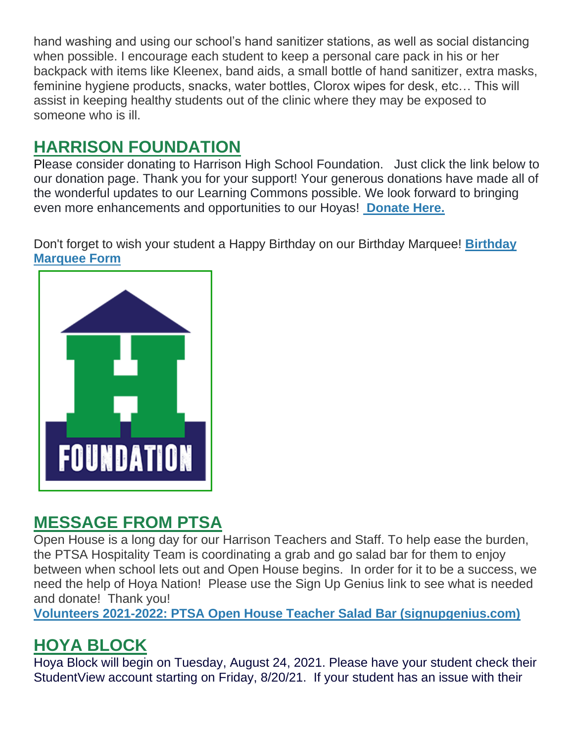hand washing and using our school's hand sanitizer stations, as well as social distancing when possible. I encourage each student to keep a personal care pack in his or her backpack with items like Kleenex, band aids, a small bottle of hand sanitizer, extra masks, feminine hygiene products, snacks, water bottles, Clorox wipes for desk, etc… This will assist in keeping healthy students out of the clinic where they may be exposed to someone who is ill.

## HARRISON FOUNDATION

Please consider donating to Harrison High School Foundation. Just click the link below to our donation page. Thank you for your support! Your generous donations have made all of the wonderful updates to our Learning Commons possible. We look forward to bringing even more enhancements and opportunities to our Hoyas! **Donate Here.**

Don't forget to wish your student a Happy Birthday on our Birthday Marquee! **Birthday Marquee Form**

## MESSAGE FROM PTSA

Open House is a long day for our Harrison Teachers and Staff. To help ease the burden, the PTSA Hospitality Team is coordinating a grab and go salad bar for them to enjoy between when school lets out and Open House begins. In order for it to be a success, we need the help of Hoya Nation! Please use the Sign Up Genius link to see what is needed and donate! Thank you!

**Volunteers 2021-2022: PTSA Open House Teacher Salad Bar (signupgenius.com)**

## HOYA BLOCK

Hoya Block will begin on Tuesday, August 24, 2021. Please have your student check their StudentView account starting on Friday, 8/20/21. If your student has an issue with their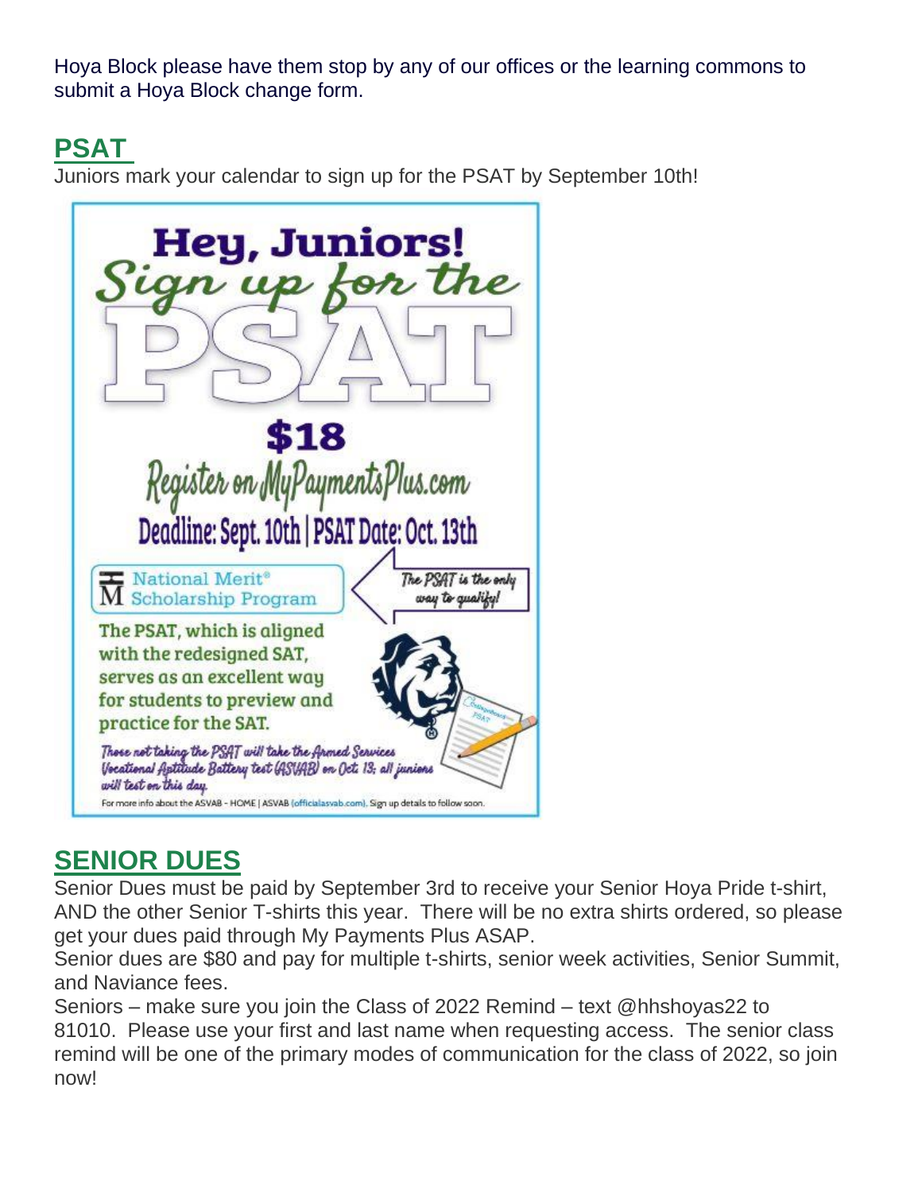Hoya Block please have them stop by any of our offices or the learning commons to submit a Hoya Block change form.

## PSAT

Juniors mark your calendar to sign up for the PSAT by September 10th!

Hey, Juniors!
Sign up for the
PSAT

$18
Register on MyPaymentsPlus.com
Deadline: Sept. 10th | PSAT Date: Oct. 13th

National Merit® Scholarship Program

The PSAT is the only way to qualify!

The PSAT, which is aligned with the redesigned SAT, serves as an excellent way for students to preview and practice for the SAT.

Those not taking the PSAT will take the Armed Services Vocational Aptitude Battery test (ASVAB) on Oct. 13; all juniors will test on this day.

For more info about the ASVAB - HOME | ASVAB (officialasvab.com). Sign up details to follow soon.

## SENIOR DUES

Senior Dues must be paid by September 3rd to receive your Senior Hoya Pride t-shirt, AND the other Senior T-shirts this year. There will be no extra shirts ordered, so please get your dues paid through My Payments Plus ASAP.

Senior dues are $80 and pay for multiple t-shirts, senior week activities, Senior Summit, and Naviance fees.

Seniors – make sure you join the Class of 2022 Remind – text @hhshoyas22 to 81010. Please use your first and last name when requesting access. The senior class remind will be one of the primary modes of communication for the class of 2022, so join now!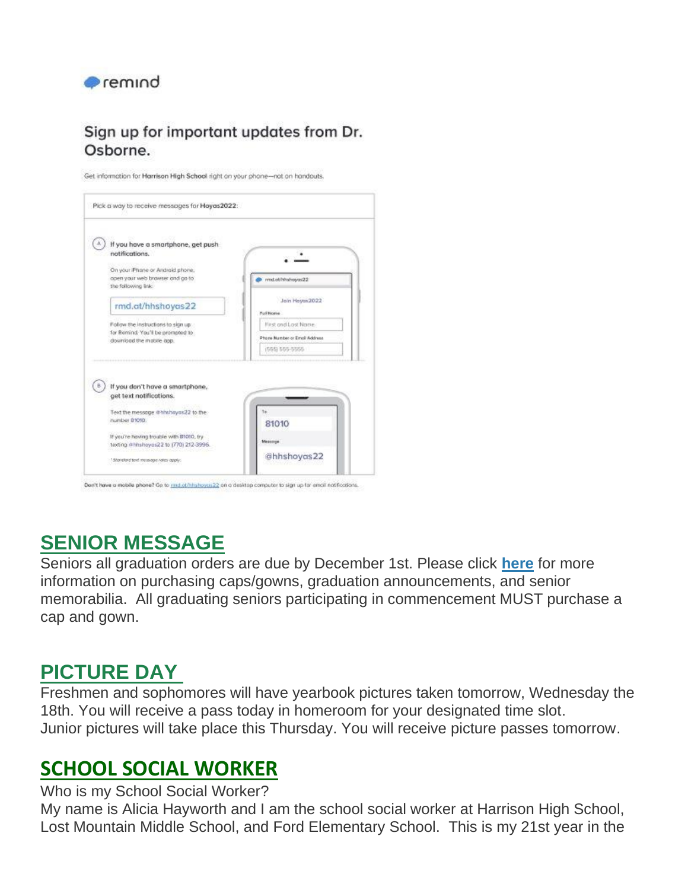remind

**Sign up for important updates from Dr. Osborne.**

Get information for **Harrison High School** right on your phone—not on handouts.

Pick a way to receive messages for **Hoyas2022**:

**(A) If you have a smartphone, get push notifications.**

On your iPhone or Android phone, open your web browser and go to the following link:

rmd.at/hhshoyas22

Follow the instructions to sign up for Remind. You'll be prompted to download the mobile app.

**(B) If you don't have a smartphone, get text notifications.**

Text the message @hhshoyas22 to the number 81010.

If you're having trouble with 81010, try texting @hhshoyas22 to (770) 212-3996.

* Standard text message rates apply.

Don't have a mobile phone? Go to rmd.at/hhshoyas22 on a desktop computer to sign up for email notifications.

## SENIOR MESSAGE

Seniors all graduation orders are due by December 1st. Please click **here** for more information on purchasing caps/gowns, graduation announcements, and senior memorabilia. All graduating seniors participating in commencement MUST purchase a cap and gown.

## PICTURE DAY

Freshmen and sophomores will have yearbook pictures taken tomorrow, Wednesday the 18th. You will receive a pass today in homeroom for your designated time slot.
Junior pictures will take place this Thursday. You will receive picture passes tomorrow.

## SCHOOL SOCIAL WORKER

Who is my School Social Worker?
My name is Alicia Hayworth and I am the school social worker at Harrison High School, Lost Mountain Middle School, and Ford Elementary School. This is my 21st year in the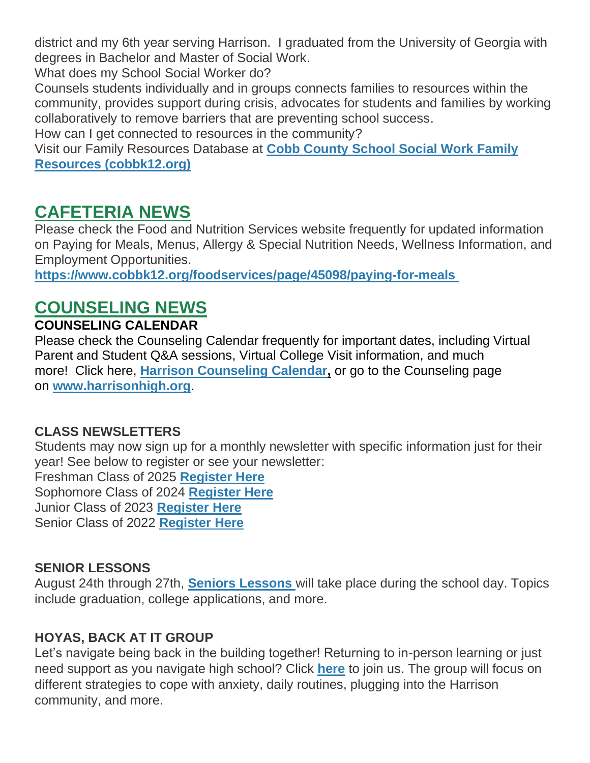district and my 6th year serving Harrison. I graduated from the University of Georgia with degrees in Bachelor and Master of Social Work.

What does my School Social Worker do?

Counsels students individually and in groups connects families to resources within the community, provides support during crisis, advocates for students and families by working collaboratively to remove barriers that are preventing school success.

How can I get connected to resources in the community?

Visit our Family Resources Database at **Cobb County School Social Work Family Resources (cobbk12.org)**

## CAFETERIA NEWS

Please check the Food and Nutrition Services website frequently for updated information on Paying for Meals, Menus, Allergy & Special Nutrition Needs, Wellness Information, and Employment Opportunities.

**https://www.cobbk12.org/foodservices/page/45098/paying-for-meals**

## COUNSELING NEWS

**COUNSELING CALENDAR**

Please check the Counseling Calendar frequently for important dates, including Virtual Parent and Student Q&A sessions, Virtual College Visit information, and much more! Click here, **Harrison Counseling Calendar,** or go to the Counseling page on **www.harrisonhigh.org**.

**CLASS NEWSLETTERS**

Students may now sign up for a monthly newsletter with specific information just for their year! See below to register or see your newsletter:

Freshman Class of 2025 **Register Here**
Sophomore Class of 2024 **Register Here**
Junior Class of 2023 **Register Here**
Senior Class of 2022 **Register Here**

**SENIOR LESSONS**

August 24th through 27th, **Seniors Lessons** will take place during the school day. Topics include graduation, college applications, and more.

**HOYAS, BACK AT IT GROUP**

Let's navigate being back in the building together! Returning to in-person learning or just need support as you navigate high school? Click **here** to join us. The group will focus on different strategies to cope with anxiety, daily routines, plugging into the Harrison community, and more.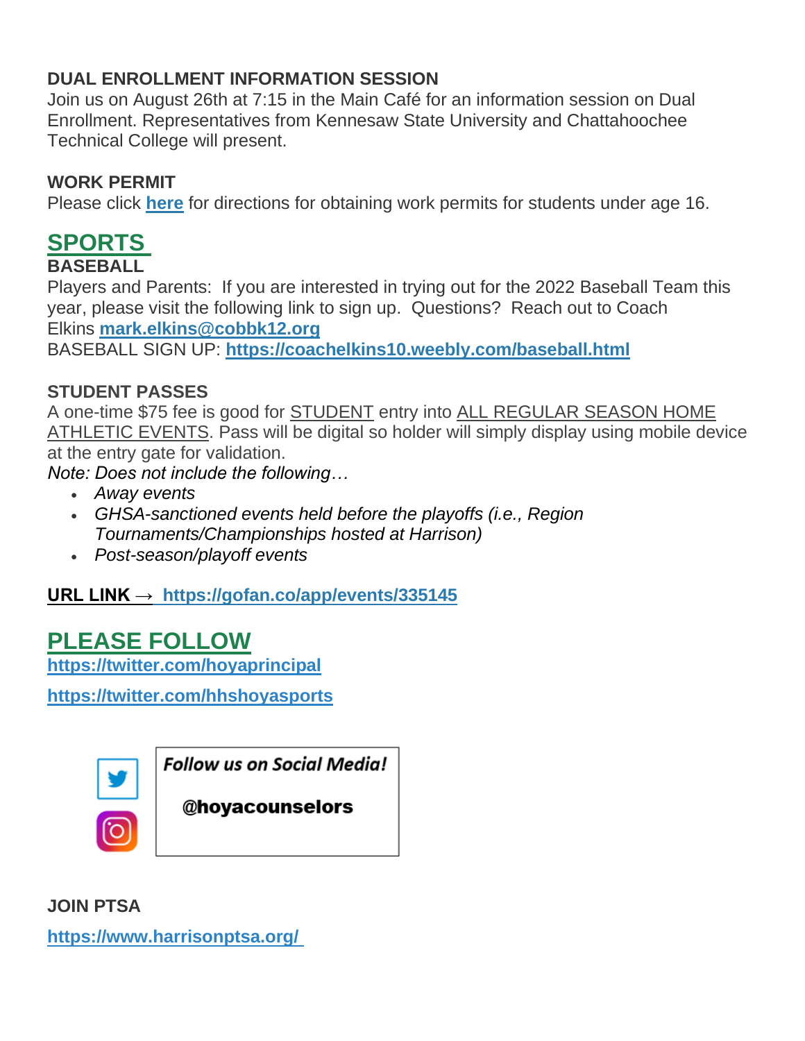**DUAL ENROLLMENT INFORMATION SESSION**
Join us on August 26th at 7:15 in the Main Café for an information session on Dual Enrollment. Representatives from Kennesaw State University and Chattahoochee Technical College will present.

**WORK PERMIT**
Please click **here** for directions for obtaining work permits for students under age 16.

## SPORTS

**BASEBALL**
Players and Parents: If you are interested in trying out for the 2022 Baseball Team this year, please visit the following link to sign up. Questions? Reach out to Coach Elkins **mark.elkins@cobbk12.org**
BASEBALL SIGN UP: **https://coachelkins10.weebly.com/baseball.html**

**STUDENT PASSES**
A one-time $75 fee is good for STUDENT entry into ALL REGULAR SEASON HOME ATHLETIC EVENTS. Pass will be digital so holder will simply display using mobile device at the entry gate for validation.
*Note: Does not include the following…*

- *Away events*
- *GHSA-sanctioned events held before the playoffs (i.e., Region Tournaments/Championships hosted at Harrison)*
- *Post-season/playoff events*

**URL LINK → https://gofan.co/app/events/335145**

## PLEASE FOLLOW

**https://twitter.com/hoyaprincipal**

**https://twitter.com/hhshoyasports**

***Follow us on Social Media!***

**@hoyacounselors**

**JOIN PTSA**

**https://www.harrisonptsa.org/**